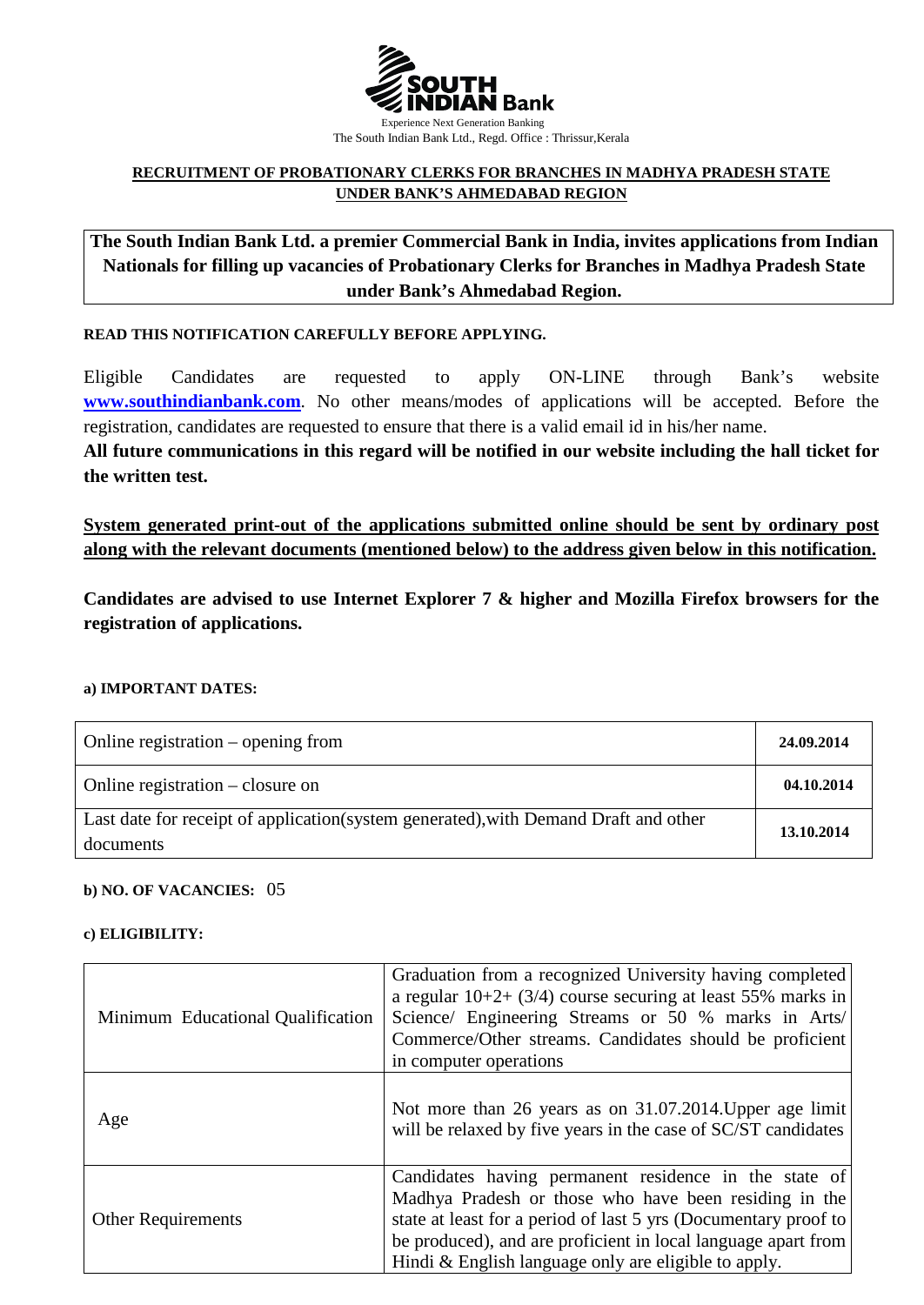SOUTH INDIAN Bank

Experience Next Generation Banking

The South Indian Bank Ltd., Regd. Office : Thrissur,Kerala

**RECRUITMENT OF PROBATIONARY CLERKS FOR BRANCHES IN MADHYA PRADESH STATE UNDER BANK'S AHMEDABAD REGION**

**The South Indian Bank Ltd. a premier Commercial Bank in India, invites applications from Indian Nationals for filling up vacancies of Probationary Clerks for Branches in Madhya Pradesh State under Bank's Ahmedabad Region.**

**READ THIS NOTIFICATION CAREFULLY BEFORE APPLYING.**

Eligible Candidates are requested to apply ON-LINE through Bank's website **www.southindianbank.com**. No other means/modes of applications will be accepted. Before the registration, candidates are requested to ensure that there is a valid email id in his/her name.

**All future communications in this regard will be notified in our website including the hall ticket for the written test.**

**System generated print-out of the applications submitted online should be sent by ordinary post along with the relevant documents (mentioned below) to the address given below in this notification.**

**Candidates are advised to use Internet Explorer 7 & higher and Mozilla Firefox browsers for the registration of applications.**

**a) IMPORTANT DATES:**

| | |
|---|---|
| Online registration – opening from | **24.09.2014** |
| Online registration – closure on | **04.10.2014** |
| Last date for receipt of application(system generated),with Demand Draft and other documents | **13.10.2014** |

**b) NO. OF VACANCIES:** 05

**c) ELIGIBILITY:**

| | |
|---|---|
| Minimum Educational Qualification | Graduation from a recognized University having completed a regular 10+2+ (3/4) course securing at least 55% marks in Science/ Engineering Streams or 50 % marks in Arts/ Commerce/Other streams. Candidates should be proficient in computer operations |
| Age | Not more than 26 years as on 31.07.2014.Upper age limit will be relaxed by five years in the case of SC/ST candidates |
| Other Requirements | Candidates having permanent residence in the state of Madhya Pradesh or those who have been residing in the state at least for a period of last 5 yrs (Documentary proof to be produced), and are proficient in local language apart from Hindi & English language only are eligible to apply. |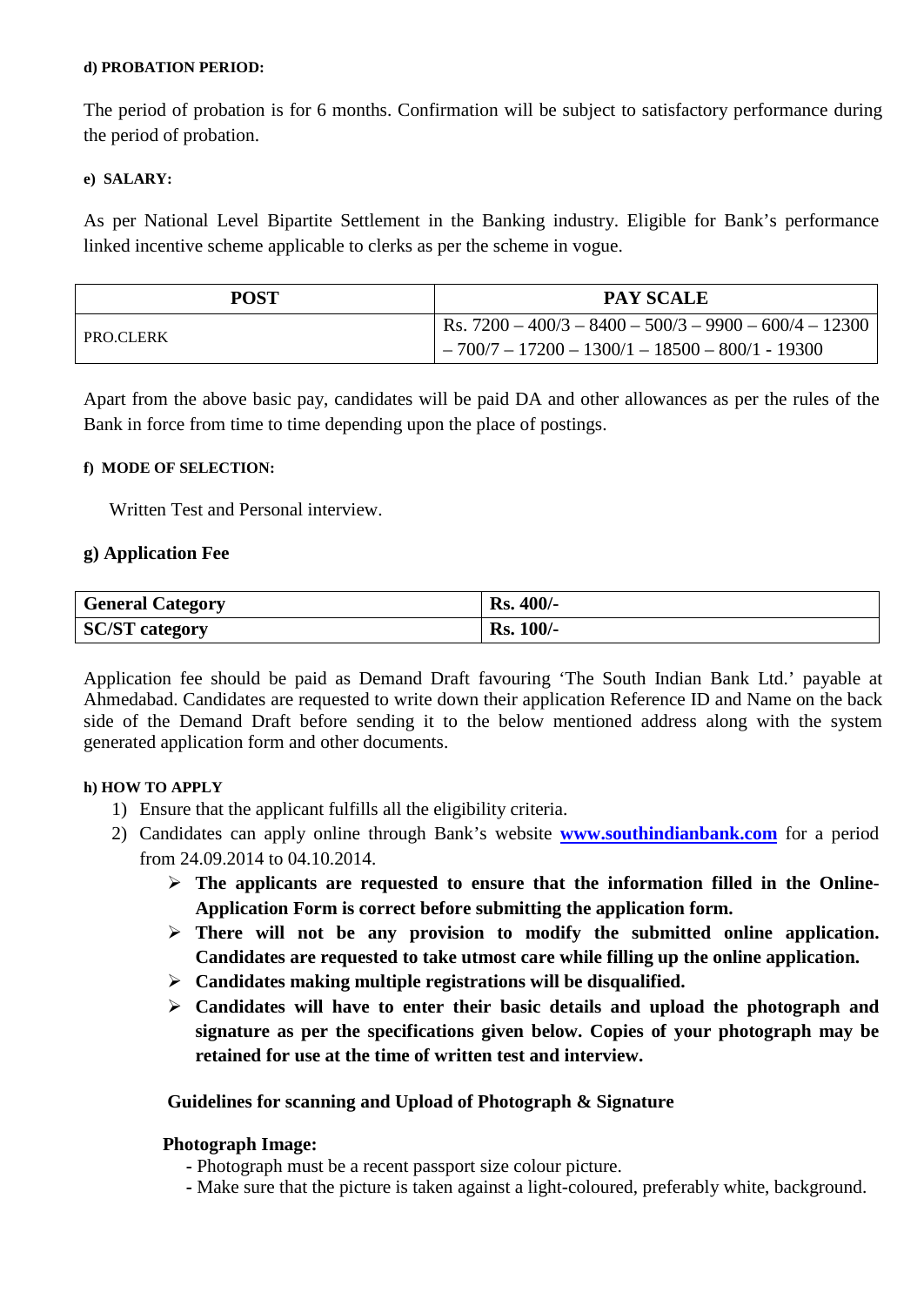#### d) PROBATION PERIOD:

The period of probation is for 6 months. Confirmation will be subject to satisfactory performance during the period of probation.

#### e) SALARY:

As per National Level Bipartite Settlement in the Banking industry. Eligible for Bank's performance linked incentive scheme applicable to clerks as per the scheme in vogue.

| POST | PAY SCALE |
|---|---|
| PRO.CLERK | Rs. 7200 – 400/3 – 8400 – 500/3 – 9900 – 600/4 – 12300 – 700/7 – 17200 – 1300/1 – 18500 – 800/1 - 19300 |

Apart from the above basic pay, candidates will be paid DA and other allowances as per the rules of the Bank in force from time to time depending upon the place of postings.

#### f) MODE OF SELECTION:

Written Test and Personal interview.

### g) Application Fee

| General Category | Rs. 400/- |
|---|---|
| **SC/ST category** | **Rs. 100/-** |

Application fee should be paid as Demand Draft favouring 'The South Indian Bank Ltd.' payable at Ahmedabad. Candidates are requested to write down their application Reference ID and Name on the back side of the Demand Draft before sending it to the below mentioned address along with the system generated application form and other documents.

#### h) HOW TO APPLY

1) Ensure that the applicant fulfills all the eligibility criteria.
2) Candidates can apply online through Bank's website [www.southindianbank.com](http://www.southindianbank.com) for a period from 24.09.2014 to 04.10.2014.
   - **The applicants are requested to ensure that the information filled in the Online-Application Form is correct before submitting the application form.**
   - **There will not be any provision to modify the submitted online application. Candidates are requested to take utmost care while filling up the online application.**
   - **Candidates making multiple registrations will be disqualified.**
   - **Candidates will have to enter their basic details and upload the photograph and signature as per the specifications given below. Copies of your photograph may be retained for use at the time of written test and interview.**

**Guidelines for scanning and Upload of Photograph & Signature**

**Photograph Image:**

- Photograph must be a recent passport size colour picture.
- Make sure that the picture is taken against a light-coloured, preferably white, background.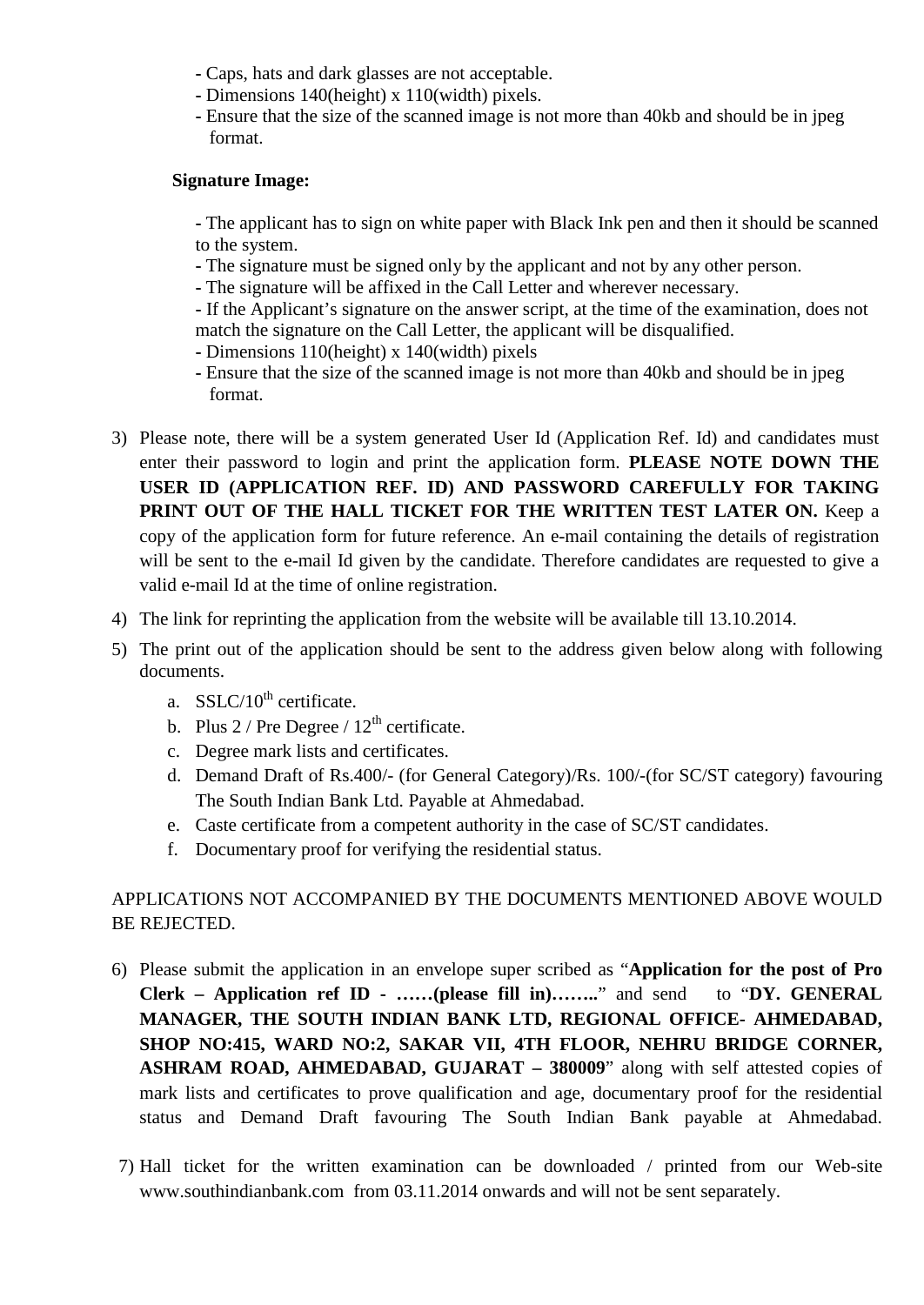- Caps, hats and dark glasses are not acceptable.
- Dimensions 140(height) x 110(width) pixels.
- Ensure that the size of the scanned image is not more than 40kb and should be in jpeg format.

**Signature Image:**

- The applicant has to sign on white paper with Black Ink pen and then it should be scanned to the system.
- The signature must be signed only by the applicant and not by any other person.
- The signature will be affixed in the Call Letter and wherever necessary.
- If the Applicant's signature on the answer script, at the time of the examination, does not match the signature on the Call Letter, the applicant will be disqualified.
- Dimensions 110(height) x 140(width) pixels
- Ensure that the size of the scanned image is not more than 40kb and should be in jpeg format.

3) Please note, there will be a system generated User Id (Application Ref. Id) and candidates must enter their password to login and print the application form. **PLEASE NOTE DOWN THE USER ID (APPLICATION REF. ID) AND PASSWORD CAREFULLY FOR TAKING PRINT OUT OF THE HALL TICKET FOR THE WRITTEN TEST LATER ON.** Keep a copy of the application form for future reference. An e-mail containing the details of registration will be sent to the e-mail Id given by the candidate. Therefore candidates are requested to give a valid e-mail Id at the time of online registration.
4) The link for reprinting the application from the website will be available till 13.10.2014.
5) The print out of the application should be sent to the address given below along with following documents.
   a. SSLC/10th certificate.
   b. Plus 2 / Pre Degree / 12th certificate.
   c. Degree mark lists and certificates.
   d. Demand Draft of Rs.400/- (for General Category)/Rs. 100/-(for SC/ST category) favouring The South Indian Bank Ltd. Payable at Ahmedabad.
   e. Caste certificate from a competent authority in the case of SC/ST candidates.
   f. Documentary proof for verifying the residential status.

APPLICATIONS NOT ACCOMPANIED BY THE DOCUMENTS MENTIONED ABOVE WOULD BE REJECTED.

6) Please submit the application in an envelope super scribed as "**Application for the post of Pro Clerk – Application ref ID - ……(please fill in)……..**" and send to "**DY. GENERAL MANAGER, THE SOUTH INDIAN BANK LTD, REGIONAL OFFICE- AHMEDABAD, SHOP NO:415, WARD NO:2, SAKAR VII, 4TH FLOOR, NEHRU BRIDGE CORNER, ASHRAM ROAD, AHMEDABAD, GUJARAT – 380009**" along with self attested copies of mark lists and certificates to prove qualification and age, documentary proof for the residential status and Demand Draft favouring The South Indian Bank payable at Ahmedabad.
7) Hall ticket for the written examination can be downloaded / printed from our Web-site www.southindianbank.com from 03.11.2014 onwards and will not be sent separately.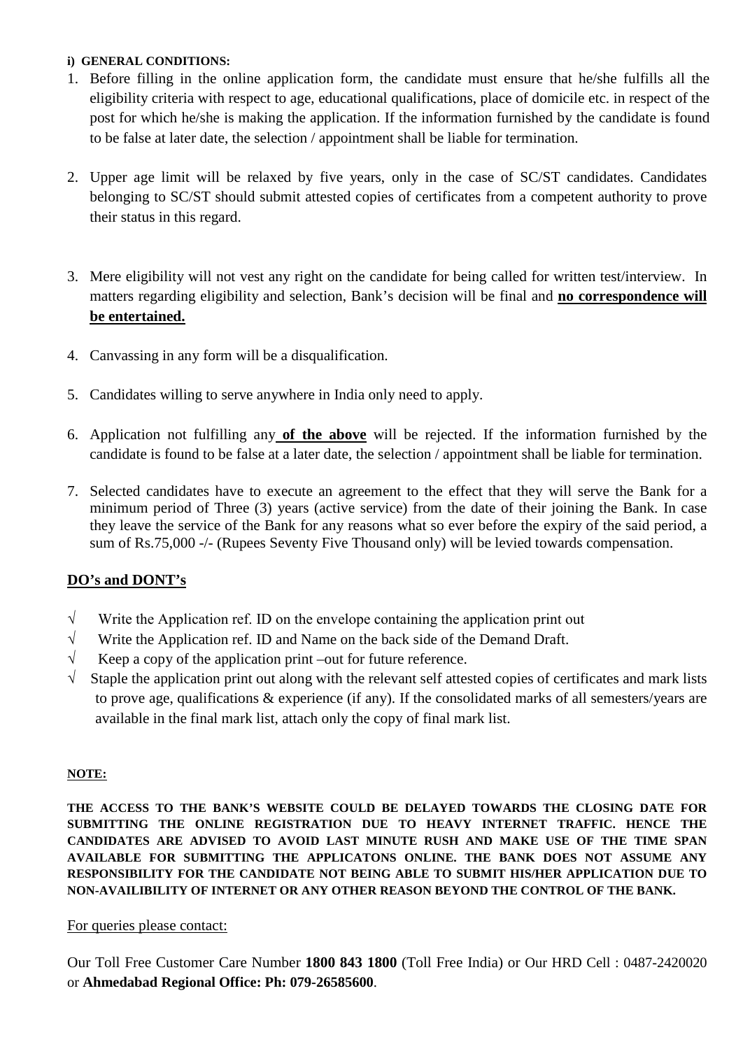**i) GENERAL CONDITIONS:**

1. Before filling in the online application form, the candidate must ensure that he/she fulfills all the eligibility criteria with respect to age, educational qualifications, place of domicile etc. in respect of the post for which he/she is making the application. If the information furnished by the candidate is found to be false at later date, the selection / appointment shall be liable for termination.

2. Upper age limit will be relaxed by five years, only in the case of SC/ST candidates. Candidates belonging to SC/ST should submit attested copies of certificates from a competent authority to prove their status in this regard.

3. Mere eligibility will not vest any right on the candidate for being called for written test/interview. In matters regarding eligibility and selection, Bank's decision will be final and **no correspondence will be entertained.**

4. Canvassing in any form will be a disqualification.

5. Candidates willing to serve anywhere in India only need to apply.

6. Application not fulfilling any **of the above** will be rejected. If the information furnished by the candidate is found to be false at a later date, the selection / appointment shall be liable for termination.

7. Selected candidates have to execute an agreement to the effect that they will serve the Bank for a minimum period of Three (3) years (active service) from the date of their joining the Bank. In case they leave the service of the Bank for any reasons what so ever before the expiry of the said period, a sum of Rs.75,000 -/- (Rupees Seventy Five Thousand only) will be levied towards compensation.

## DO's and DONT's

- √ Write the Application ref. ID on the envelope containing the application print out
- √ Write the Application ref. ID and Name on the back side of the Demand Draft.
- √ Keep a copy of the application print –out for future reference.
- √ Staple the application print out along with the relevant self attested copies of certificates and mark lists to prove age, qualifications & experience (if any). If the consolidated marks of all semesters/years are available in the final mark list, attach only the copy of final mark list.

**NOTE:**

**THE ACCESS TO THE BANK'S WEBSITE COULD BE DELAYED TOWARDS THE CLOSING DATE FOR SUBMITTING THE ONLINE REGISTRATION DUE TO HEAVY INTERNET TRAFFIC. HENCE THE CANDIDATES ARE ADVISED TO AVOID LAST MINUTE RUSH AND MAKE USE OF THE TIME SPAN AVAILABLE FOR SUBMITTING THE APPLICATONS ONLINE. THE BANK DOES NOT ASSUME ANY RESPONSIBILITY FOR THE CANDIDATE NOT BEING ABLE TO SUBMIT HIS/HER APPLICATION DUE TO NON-AVAILIBILITY OF INTERNET OR ANY OTHER REASON BEYOND THE CONTROL OF THE BANK.**

For queries please contact:

Our Toll Free Customer Care Number **1800 843 1800** (Toll Free India) or Our HRD Cell : 0487-2420020 or **Ahmedabad Regional Office: Ph: 079-26585600**.